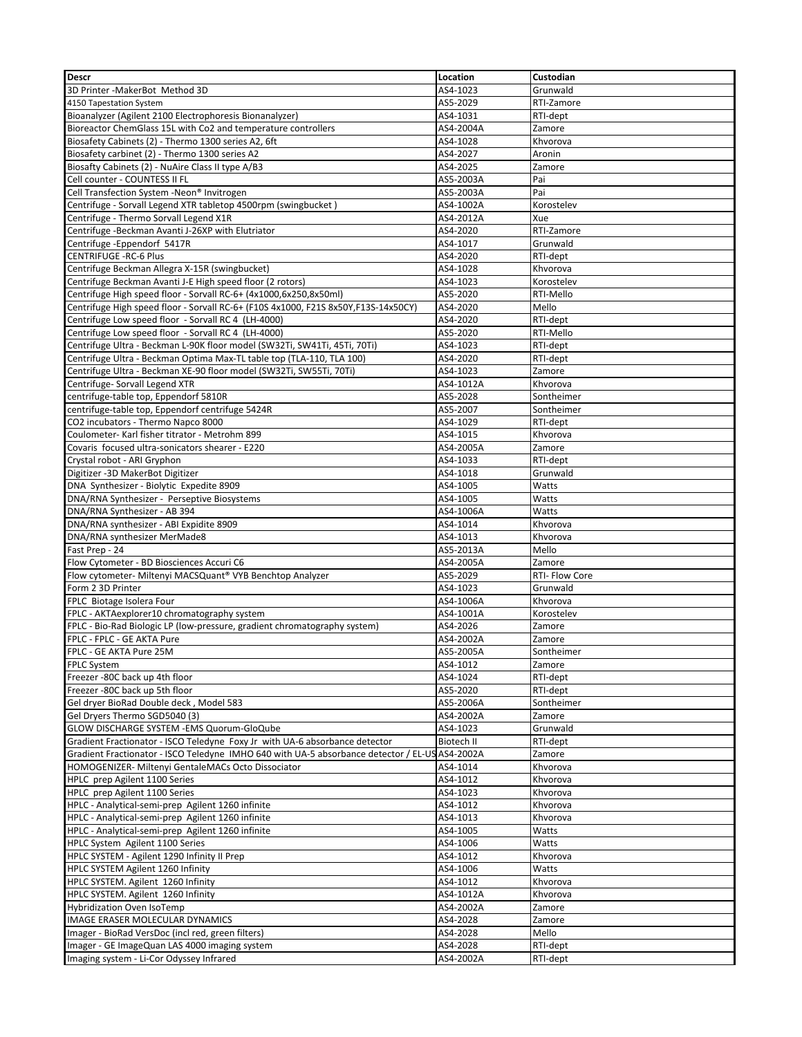| Descr | Location | Custodian |
|---|---|---|
| 3D Printer -MakerBot Method 3D | AS4-1023 | Grunwald |
| 4150 Tapestation System | AS5-2029 | RTI-Zamore |
| Bioanalyzer (Agilent 2100 Electrophoresis Bionanalyzer) | AS4-1031 | RTI-dept |
| Bioreactor ChemGlass 15L with Co2 and temperature controllers | AS4-2004A | Zamore |
| Biosafety Cabinets (2) - Thermo 1300 series A2, 6ft | AS4-1028 | Khvorova |
| Biosafety carbinet (2) - Thermo 1300 series A2 | AS4-2027 | Aronin |
| Biosafty Cabinets (2) - NuAire Class II type A/B3 | AS4-2025 | Zamore |
| Cell counter - COUNTESS II FL | AS5-2003A | Pai |
| Cell Transfection System -Neon® Invitrogen | AS5-2003A | Pai |
| Centrifuge - Sorvall Legend XTR tabletop 4500rpm (swingbucket ) | AS4-1002A | Korostelev |
| Centrifuge - Thermo Sorvall Legend X1R | AS4-2012A | Xue |
| Centrifuge -Beckman Avanti J-26XP with Elutriator | AS4-2020 | RTI-Zamore |
| Centrifuge -Eppendorf 5417R | AS4-1017 | Grunwald |
| CENTRIFUGE -RC-6 Plus | AS4-2020 | RTI-dept |
| Centrifuge Beckman Allegra X-15R (swingbucket) | AS4-1028 | Khvorova |
| Centrifuge Beckman Avanti J-E High speed floor (2 rotors) | AS4-1023 | Korostelev |
| Centrifuge High speed floor - Sorvall RC-6+ (4x1000,6x250,8x50ml) | AS5-2020 | RTI-Mello |
| Centrifuge High speed floor - Sorvall RC-6+ (F10S 4x1000, F21S 8x50Y,F13S-14x50CY) | AS4-2020 | Mello |
| Centrifuge Low speed floor - Sorvall RC 4 (LH-4000) | AS4-2020 | RTI-dept |
| Centrifuge Low speed floor - Sorvall RC 4 (LH-4000) | AS5-2020 | RTI-Mello |
| Centrifuge Ultra - Beckman L-90K floor model (SW32Ti, SW41Ti, 45Ti, 70Ti) | AS4-1023 | RTI-dept |
| Centrifuge Ultra - Beckman Optima Max-TL table top (TLA-110, TLA 100) | AS4-2020 | RTI-dept |
| Centrifuge Ultra - Beckman XE-90 floor model (SW32Ti, SW55Ti, 70Ti) | AS4-1023 | Zamore |
| Centrifuge- Sorvall Legend XTR | AS4-1012A | Khvorova |
| centrifuge-table top, Eppendorf 5810R | AS5-2028 | Sontheimer |
| centrifuge-table top, Eppendorf centrifuge 5424R | AS5-2007 | Sontheimer |
| CO2 incubators - Thermo Napco 8000 | AS4-1029 | RTI-dept |
| Coulometer- Karl fisher titrator - Metrohm 899 | AS4-1015 | Khvorova |
| Covaris focused ultra-sonicators shearer - E220 | AS4-2005A | Zamore |
| Crystal robot - ARI Gryphon | AS4-1033 | RTI-dept |
| Digitizer -3D MakerBot Digitizer | AS4-1018 | Grunwald |
| DNA Synthesizer - Biolytic Expedite 8909 | AS4-1005 | Watts |
| DNA/RNA Synthesizer - Perseptive Biosystems | AS4-1005 | Watts |
| DNA/RNA Synthesizer - AB 394 | AS4-1006A | Watts |
| DNA/RNA synthesizer - ABI Expidite 8909 | AS4-1014 | Khvorova |
| DNA/RNA synthesizer MerMade8 | AS4-1013 | Khvorova |
| Fast Prep - 24 | AS5-2013A | Mello |
| Flow Cytometer - BD Biosciences Accuri C6 | AS4-2005A | Zamore |
| Flow cytometer- Miltenyi MACSQuant® VYB Benchtop Analyzer | AS5-2029 | RTI- Flow Core |
| Form 2 3D Printer | AS4-1023 | Grunwald |
| FPLC Biotage Isolera Four | AS4-1006A | Khvorova |
| FPLC - AKTAexplorer10 chromatography system | AS4-1001A | Korostelev |
| FPLC - Bio-Rad Biologic LP (low-pressure, gradient chromatography system) | AS4-2026 | Zamore |
| FPLC - FPLC - GE AKTA Pure | AS4-2002A | Zamore |
| FPLC - GE AKTA Pure 25M | AS5-2005A | Sontheimer |
| FPLC System | AS4-1012 | Zamore |
| Freezer -80C back up 4th floor | AS4-1024 | RTI-dept |
| Freezer -80C back up 5th floor | AS5-2020 | RTI-dept |
| Gel dryer BioRad Double deck , Model 583 | AS5-2006A | Sontheimer |
| Gel Dryers Thermo SGD5040 (3) | AS4-2002A | Zamore |
| GLOW DISCHARGE SYSTEM -EMS Quorum-GloQube | AS4-1023 | Grunwald |
| Gradient Fractionator - ISCO Teledyne Foxy Jr with UA-6 absorbance detector | Biotech II | RTI-dept |
| Gradient Fractionator - ISCO Teledyne IMHO 640 with UA-5 absorbance detector / EL-US | AS4-2002A | Zamore |
| HOMOGENIZER- Miltenyi GentaleMACs Octo Dissociator | AS4-1014 | Khvorova |
| HPLC prep Agilent 1100 Series | AS4-1012 | Khvorova |
| HPLC prep Agilent 1100 Series | AS4-1023 | Khvorova |
| HPLC - Analytical-semi-prep Agilent 1260 infinite | AS4-1012 | Khvorova |
| HPLC - Analytical-semi-prep Agilent 1260 infinite | AS4-1013 | Khvorova |
| HPLC - Analytical-semi-prep Agilent 1260 infinite | AS4-1005 | Watts |
| HPLC System Agilent 1100 Series | AS4-1006 | Watts |
| HPLC SYSTEM - Agilent 1290 Infinity II Prep | AS4-1012 | Khvorova |
| HPLC SYSTEM Agilent 1260 Infinity | AS4-1006 | Watts |
| HPLC SYSTEM. Agilent 1260 Infinity | AS4-1012 | Khvorova |
| HPLC SYSTEM. Agilent 1260 Infinity | AS4-1012A | Khvorova |
| Hybridization Oven IsoTemp | AS4-2002A | Zamore |
| IMAGE ERASER MOLECULAR DYNAMICS | AS4-2028 | Zamore |
| Imager - BioRad VersDoc (incl red, green filters) | AS4-2028 | Mello |
| Imager - GE ImageQuan LAS 4000 imaging system | AS4-2028 | RTI-dept |
| Imaging system - Li-Cor Odyssey Infrared | AS4-2002A | RTI-dept |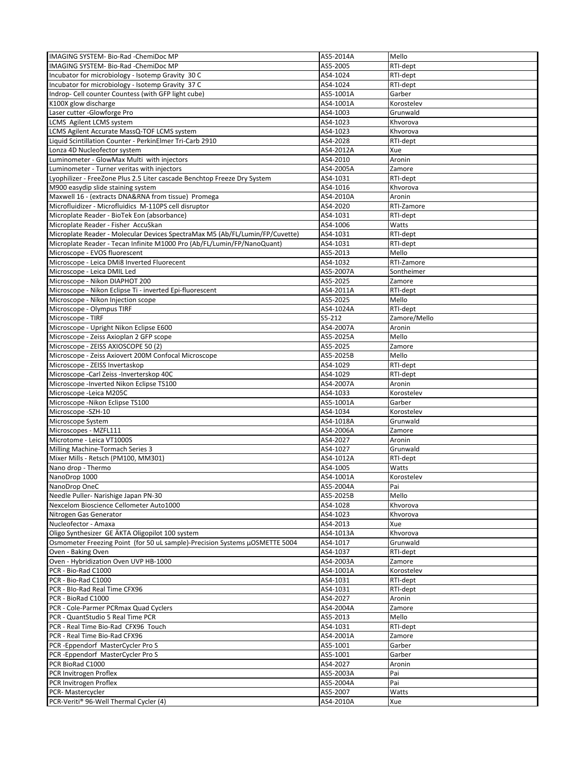| | | |
|---|---|---|
| IMAGING SYSTEM- Bio-Rad -ChemiDoc MP | AS5-2014A | Mello |
| IMAGING SYSTEM- Bio-Rad -ChemiDoc MP | AS5-2005 | RTI-dept |
| Incubator for microbiology - Isotemp Gravity 30 C | AS4-1024 | RTI-dept |
| Incubator for microbiology - Isotemp Gravity 37 C | AS4-1024 | RTI-dept |
| Indrop- Cell counter Countess (with GFP light cube) | AS5-1001A | Garber |
| K100X glow discharge | AS4-1001A | Korostelev |
| Laser cutter -Glowforge Pro | AS4-1003 | Grunwald |
| LCMS Agilent LCMS system | AS4-1023 | Khvorova |
| LCMS Agilent Accurate MassQ-TOF LCMS system | AS4-1023 | Khvorova |
| Liquid Scintillation Counter - PerkinElmer Tri-Carb 2910 | AS4-2028 | RTI-dept |
| Lonza 4D Nucleofector system | AS4-2012A | Xue |
| Luminometer - GlowMax Multi with injectors | AS4-2010 | Aronin |
| Luminometer - Turner veritas with injectors | AS4-2005A | Zamore |
| Lyophilizer - FreeZone Plus 2.5 Liter cascade Benchtop Freeze Dry System | AS4-1031 | RTI-dept |
| M900 easydip slide staining system | AS4-1016 | Khvorova |
| Maxwell 16 - (extracts DNA&RNA from tissue) Promega | AS4-2010A | Aronin |
| Microfluidizer - Microfluidics M-110PS cell disruptor | AS4-2020 | RTI-Zamore |
| Microplate Reader - BioTek Eon (absorbance) | AS4-1031 | RTI-dept |
| Microplate Reader - Fisher AccuSkan | AS4-1006 | Watts |
| Microplate Reader - Molecular Devices SpectraMax M5 (Ab/FL/Lumin/FP/Cuvette) | AS4-1031 | RTI-dept |
| Microplate Reader - Tecan Infinite M1000 Pro (Ab/FL/Lumin/FP/NanoQuant) | AS4-1031 | RTI-dept |
| Microscope - EVOS fluorescent | AS5-2013 | Mello |
| Microscope - Leica DMi8 Inverted Fluorecent | AS4-1032 | RTI-Zamore |
| Microscope - Leica DMIL Led | AS5-2007A | Sontheimer |
| Microscope - Nikon DIAPHOT 200 | AS5-2025 | Zamore |
| Microscope - Nikon Eclipse Ti - inverted Epi-fluorescent | AS4-2011A | RTI-dept |
| Microscope - Nikon Injection scope | AS5-2025 | Mello |
| Microscope - Olympus TIRF | AS4-1024A | RTI-dept |
| Microscope - TIRF | S5-212 | Zamore/Mello |
| Microscope - Upright Nikon Eclipse E600 | AS4-2007A | Aronin |
| Microscope - Zeiss Axioplan 2 GFP scope | AS5-2025A | Mello |
| Microscope - ZEISS AXIOSCOPE 50 (2) | AS5-2025 | Zamore |
| Microscope - Zeiss Axiovert 200M Confocal Microscope | AS5-2025B | Mello |
| Microscope - ZEISS Invertaskop | AS4-1029 | RTI-dept |
| Microscope -Carl Zeiss -Inverterskop 40C | AS4-1029 | RTI-dept |
| Microscope -Inverted Nikon Eclipse TS100 | AS4-2007A | Aronin |
| Microscope -Leica M205C | AS4-1033 | Korostelev |
| Microscope -Nikon Eclipse TS100 | AS5-1001A | Garber |
| Microscope -SZH-10 | AS4-1034 | Korostelev |
| Microscope System | AS4-1018A | Grunwald |
| Microscopes - MZFL111 | AS4-2006A | Zamore |
| Microtome - Leica VT1000S | AS4-2027 | Aronin |
| Milling Machine-Tormach Series 3 | AS4-1027 | Grunwald |
| Mixer Mills - Retsch (PM100, MM301) | AS4-1012A | RTI-dept |
| Nano drop - Thermo | AS4-1005 | Watts |
| NanoDrop 1000 | AS4-1001A | Korostelev |
| NanoDrop OneC | AS5-2004A | Pai |
| Needle Puller- Narishige Japan PN-30 | AS5-2025B | Mello |
| Nexcelom Bioscience Cellometer Auto1000 | AS4-1028 | Khvorova |
| Nitrogen Gas Generator | AS4-1023 | Khvorova |
| Nucleofector - Amaxa | AS4-2013 | Xue |
| Oligo Synthesizer GE ÄKTA Oligopilot 100 system | AS4-1013A | Khvorova |
| Osmometer Freezing Point (for 50 uL sample)-Precision Systems µOSMETTE 5004 | AS4-1017 | Grunwald |
| Oven - Baking Oven | AS4-1037 | RTI-dept |
| Oven - Hybridization Oven UVP HB-1000 | AS4-2003A | Zamore |
| PCR - Bio-Rad C1000 | AS4-1001A | Korostelev |
| PCR - Bio-Rad C1000 | AS4-1031 | RTI-dept |
| PCR - BIo-Rad Real Time CFX96 | AS4-1031 | RTI-dept |
| PCR - BioRad C1000 | AS4-2027 | Aronin |
| PCR - Cole-Parmer PCRmax Quad Cyclers | AS4-2004A | Zamore |
| PCR - QuantStudio 5 Real Time PCR | AS5-2013 | Mello |
| PCR - Real Time Bio-Rad CFX96 Touch | AS4-1031 | RTI-dept |
| PCR - Real Time Bio-Rad CFX96 | AS4-2001A | Zamore |
| PCR -Eppendorf MasterCycler Pro S | AS5-1001 | Garber |
| PCR -Eppendorf MasterCycler Pro S | AS5-1001 | Garber |
| PCR BioRad C1000 | AS4-2027 | Aronin |
| PCR Invitrogen Proflex | AS5-2003A | Pai |
| PCR Invitrogen Proflex | AS5-2004A | Pai |
| PCR- Mastercycler | AS5-2007 | Watts |
| PCR-Veriti® 96-Well Thermal Cycler (4) | AS4-2010A | Xue |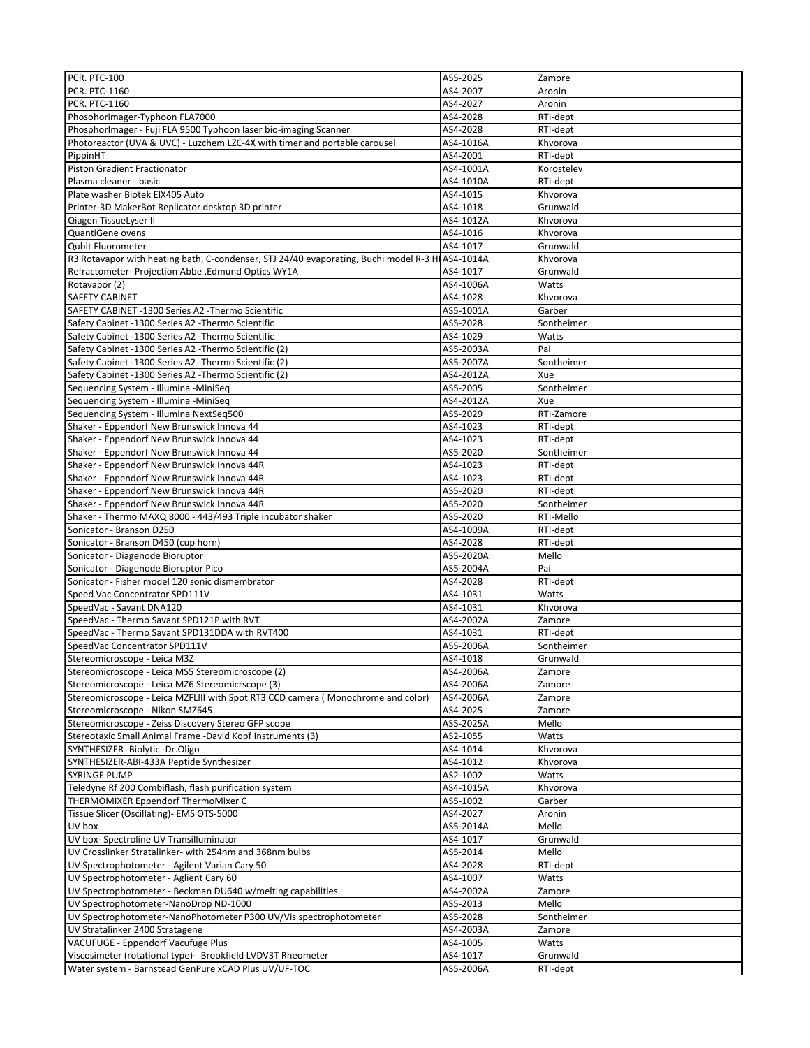| PCR. PTC-100 | AS5-2025 | Zamore |
|---|---|---|
| PCR. PTC-1160 | AS4-2007 | Aronin |
| PCR. PTC-1160 | AS4-2027 | Aronin |
| Phosohorimager-Typhoon FLA7000 | AS4-2028 | RTI-dept |
| PhosphorImager - Fuji FLA 9500 Typhoon laser bio-imaging Scanner | AS4-2028 | RTI-dept |
| Photoreactor (UVA & UVC) - Luzchem LZC-4X with timer and portable carousel | AS4-1016A | Khvorova |
| PippinHT | AS4-2001 | RTI-dept |
| Piston Gradient Fractionator | AS4-1001A | Korostelev |
| Plasma cleaner - basic | AS4-1010A | RTI-dept |
| Plate washer Biotek ElX405 Auto | AS4-1015 | Khvorova |
| Printer-3D MakerBot Replicator desktop 3D printer | AS4-1018 | Grunwald |
| Qiagen TissueLyser II | AS4-1012A | Khvorova |
| QuantiGene ovens | AS4-1016 | Khvorova |
| Qubit Fluorometer | AS4-1017 | Grunwald |
| R3 Rotavapor with heating bath, C-condenser, STJ 24/40 evaporating, Buchi model R-3 H | AS4-1014A | Khvorova |
| Refractometer- Projection Abbe ,Edmund Optics WY1A | AS4-1017 | Grunwald |
| Rotavapor (2) | AS4-1006A | Watts |
| SAFETY CABINET | AS4-1028 | Khvorova |
| SAFETY CABINET -1300 Series A2 -Thermo Scientific | AS5-1001A | Garber |
| Safety Cabinet -1300 Series A2 -Thermo Scientific | AS5-2028 | Sontheimer |
| Safety Cabinet -1300 Series A2 -Thermo Scientific | AS4-1029 | Watts |
| Safety Cabinet -1300 Series A2 -Thermo Scientific (2) | AS5-2003A | Pai |
| Safety Cabinet -1300 Series A2 -Thermo Scientific (2) | AS5-2007A | Sontheimer |
| Safety Cabinet -1300 Series A2 -Thermo Scientific (2) | AS4-2012A | Xue |
| Sequencing System - Illumina -MiniSeq | AS5-2005 | Sontheimer |
| Sequencing System - Illumina -MiniSeq | AS4-2012A | Xue |
| Sequencing System - Illumina NextSeq500 | AS5-2029 | RTI-Zamore |
| Shaker - Eppendorf New Brunswick Innova 44 | AS4-1023 | RTI-dept |
| Shaker - Eppendorf New Brunswick Innova 44 | AS4-1023 | RTI-dept |
| Shaker - Eppendorf New Brunswick Innova 44 | AS5-2020 | Sontheimer |
| Shaker - Eppendorf New Brunswick Innova 44R | AS4-1023 | RTI-dept |
| Shaker - Eppendorf New Brunswick Innova 44R | AS4-1023 | RTI-dept |
| Shaker - Eppendorf New Brunswick Innova 44R | AS5-2020 | RTI-dept |
| Shaker - Eppendorf New Brunswick Innova 44R | AS5-2020 | Sontheimer |
| Shaker - Thermo MAXQ 8000 - 443/493 Triple incubator shaker | AS5-2020 | RTI-Mello |
| Sonicator - Branson D250 | AS4-1009A | RTI-dept |
| Sonicator - Branson D450 (cup horn) | AS4-2028 | RTI-dept |
| Sonicator - Diagenode Bioruptor | AS5-2020A | Mello |
| Sonicator - Diagenode Bioruptor Pico | AS5-2004A | Pai |
| Sonicator - Fisher model 120 sonic dismembrator | AS4-2028 | RTI-dept |
| Speed Vac Concentrator SPD111V | AS4-1031 | Watts |
| SpeedVac - Savant DNA120 | AS4-1031 | Khvorova |
| SpeedVac - Thermo Savant SPD121P with RVT | AS4-2002A | Zamore |
| SpeedVac - Thermo Savant SPD131DDA with RVT400 | AS4-1031 | RTI-dept |
| SpeedVac Concentrator SPD111V | AS5-2006A | Sontheimer |
| Stereomicroscope - Leica M3Z | AS4-1018 | Grunwald |
| Stereomicroscope - Leica MS5 Stereomicroscope (2) | AS4-2006A | Zamore |
| Stereomicroscope - Leica MZ6 Stereomicrscope (3) | AS4-2006A | Zamore |
| Stereomicroscope - Leica MZFLIII with Spot RT3 CCD camera ( Monochrome and color) | AS4-2006A | Zamore |
| Stereomicroscope - Nikon SMZ645 | AS4-2025 | Zamore |
| Stereomicroscope - Zeiss Discovery Stereo GFP scope | AS5-2025A | Mello |
| Stereotaxic Small Animal Frame -David Kopf Instruments (3) | AS2-1055 | Watts |
| SYNTHESIZER -Biolytic -Dr.Oligo | AS4-1014 | Khvorova |
| SYNTHESIZER-ABI-433A Peptide Synthesizer | AS4-1012 | Khvorova |
| SYRINGE PUMP | AS2-1002 | Watts |
| Teledyne Rf 200 Combiflash, flash purification system | AS4-1015A | Khvorova |
| THERMOMIXER Eppendorf ThermoMixer C | AS5-1002 | Garber |
| Tissue Slicer (Oscillating)- EMS OTS-5000 | AS4-2027 | Aronin |
| UV box | AS5-2014A | Mello |
| UV box- Spectroline UV Transilluminator | AS4-1017 | Grunwald |
| UV Crosslinker Stratalinker- with 254nm and 368nm bulbs | AS5-2014 | Mello |
| UV Spectrophotometer - Aglient Varian Cary 50 | AS4-2028 | RTI-dept |
| UV Spectrophotometer - Aglient Cary 60 | AS4-1007 | Watts |
| UV Spectrophotometer - Beckman DU640 w/melting capabilities | AS4-2002A | Zamore |
| UV Spectrophotometer-NanoDrop ND-1000 | AS5-2013 | Mello |
| UV Spectrophotometer-NanoPhotometer P300 UV/Vis spectrophotometer | AS5-2028 | Sontheimer |
| UV Stratalinker 2400 Stratagene | AS4-2003A | Zamore |
| VACUFUGE - Eppendorf Vacufuge Plus | AS4-1005 | Watts |
| Viscosimeter (rotational type)- Brookfield LVDV3T Rheometer | AS4-1017 | Grunwald |
| Water system - Barnstead GenPure xCAD Plus UV/UF-TOC | AS5-2006A | RTI-dept |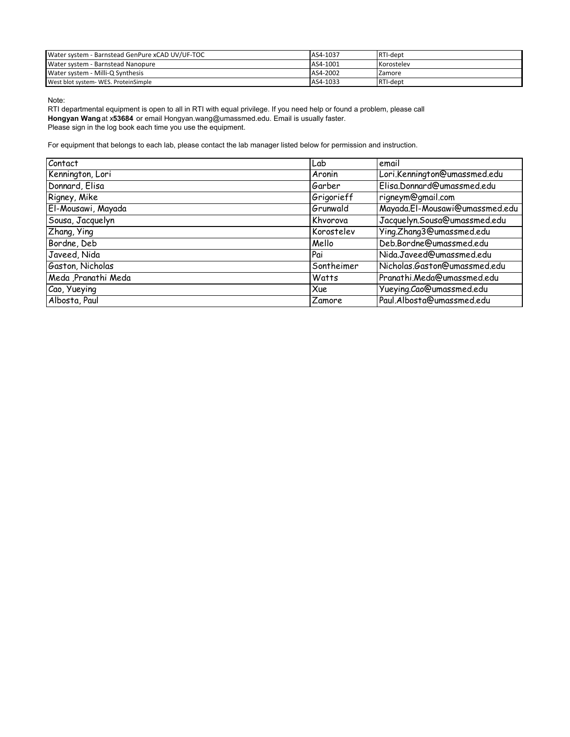| | | |
|---|---|---|
| Water system - Barnstead GenPure xCAD UV/UF-TOC | AS4-1037 | RTI-dept |
| Water system - Barnstead Nanopure | AS4-1001 | Korostelev |
| Water system - Milli-Q Synthesis | AS4-2002 | Zamore |
| West blot system- WES. ProteinSimple | AS4-1033 | RTI-dept |

Note:
RTI departmental equipment is open to all in RTI with equal privilege. If you need help or found a problem, please call **Hongyan Wang** at x**53684** or email Hongyan.wang@umassmed.edu. Email is usually faster.
Please sign in the log book each time you use the equipment.

For equipment that belongs to each lab, please contact the lab manager listed below for permission and instruction.

| Contact | Lab | email |
|---|---|---|
| Kennington, Lori | Aronin | Lori.Kennington@umassmed.edu |
| Donnard, Elisa | Garber | Elisa.Donnard@umassmed.edu |
| Rigney, Mike | Grigorieff | rigneym@gmail.com |
| El-Mousawi, Mayada | Grunwald | Mayada.El-Mousawi@umassmed.edu |
| Sousa, Jacquelyn | Khvorova | Jacquelyn.Sousa@umassmed.edu |
| Zhang, Ying | Korostelev | Ying.Zhang3@umassmed.edu |
| Bordne, Deb | Mello | Deb.Bordne@umassmed.edu |
| Javeed, Nida | Pai | Nida.Javeed@umassmed.edu |
| Gaston, Nicholas | Sontheimer | Nicholas.Gaston@umassmed.edu |
| Meda ,Pranathi Meda | Watts | Pranathi.Meda@umassmed.edu |
| Cao, Yueying | Xue | Yueying.Cao@umassmed.edu |
| Albosta, Paul | Zamore | Paul.Albosta@umassmed.edu |